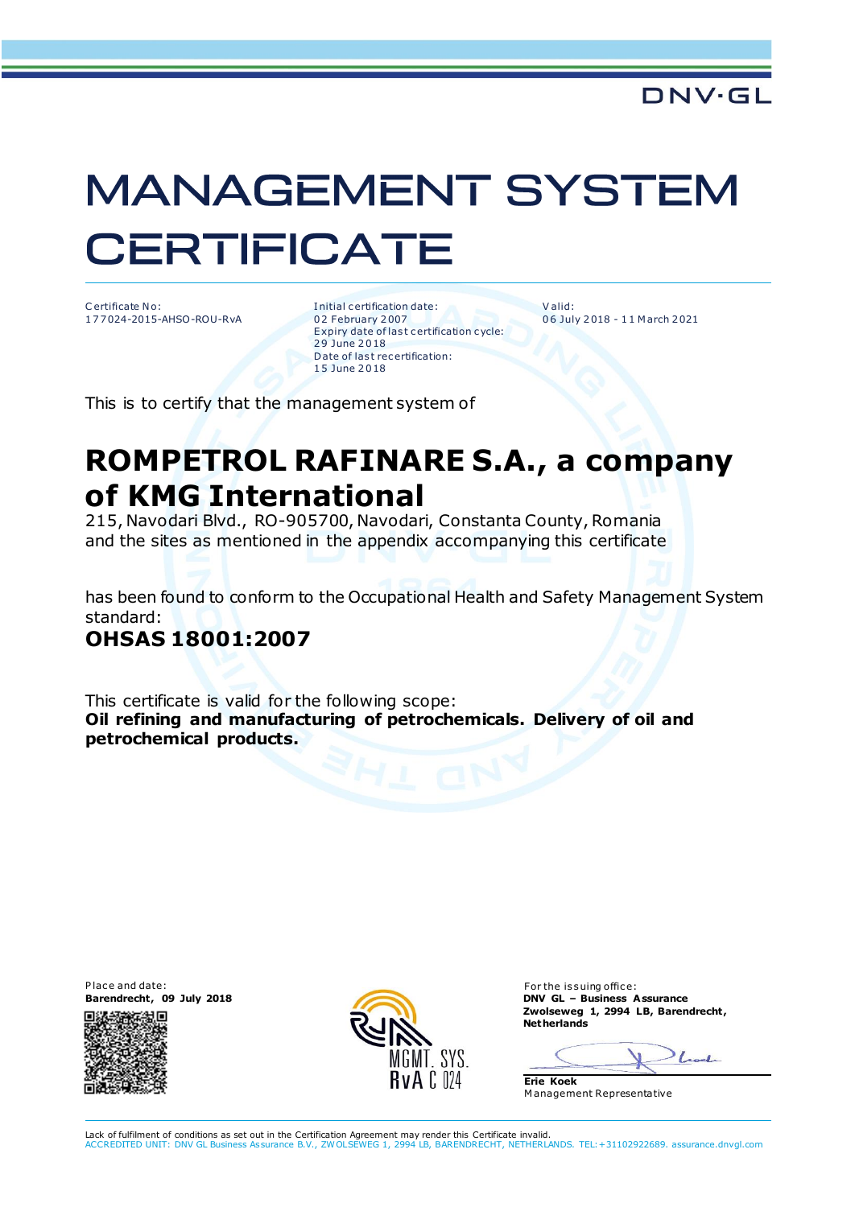DNV·GL

# MANAGEMENT SYSTEM CERTIFICATE

Certificate No:
177024-2015-AHSO-ROU-RvA

Initial certification date:
02 February 2007
Expiry date of last certification cycle:
29 June 2018
Date of last recertification:
15 June 2018

Valid:
06 July 2018 - 11 March 2021

This is to certify that the management system of

## ROMPETROL RAFINARE S.A., a company of KMG International

215, Navodari Blvd., RO-905700, Navodari, Constanta County, Romania
and the sites as mentioned in the appendix accompanying this certificate

has been found to conform to the Occupational Health and Safety Management System standard:

**OHSAS 18001:2007**

This certificate is valid for the following scope:
**Oil refining and manufacturing of petrochemicals. Delivery of oil and petrochemical products.**

Place and date:
**Barendrecht, 09 July 2018**

MGMT. SYS.
RvA C 024

For the issuing office:
**DNV GL – Business Assurance**
**Zwolseweg 1, 2994 LB, Barendrecht, Netherlands**

**Erie Koek**
Management Representative

Lack of fulfilment of conditions as set out in the Certification Agreement may render this Certificate invalid.
ACCREDITED UNIT: DNV GL Business Assurance B.V., ZWOLSEWEG 1, 2994 LB, BARENDRECHT, NETHERLANDS. TEL:+31102922689. assurance.dnvgl.com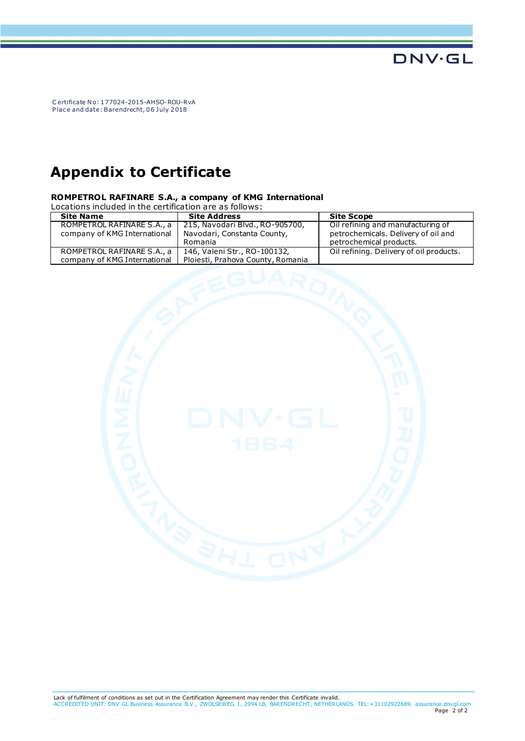Certificate No: 177024-2015-AHSO-ROU-RvA
Place and date: Barendrecht, 06 July 2018

# Appendix to Certificate

**ROMPETROL RAFINARE S.A., a company of KMG International**

Locations included in the certification are as follows:

| Site Name | Site Address | Site Scope |
|---|---|---|
| ROMPETROL RAFINARE S.A., a company of KMG International | 215, Navodari Blvd., RO-905700, Navodari, Constanta County, Romania | Oil refining and manufacturing of petrochemicals. Delivery of oil and petrochemical products. |
| ROMPETROL RAFINARE S.A., a company of KMG International | 146, Valeni Str., RO-100132, Ploiesti, Prahova County, Romania | Oil refining. Delivery of oil products. |

Lack of fulfilment of conditions as set out in the Certification Agreement may render this Certificate invalid.
ACCREDITED UNIT: DNV GL Business Assurance B.V., ZWOLSEWEG 1, 2994 LB, BARENDRECHT, NETHERLANDS. TEL:+31102922689. assurance.dnvgl.com